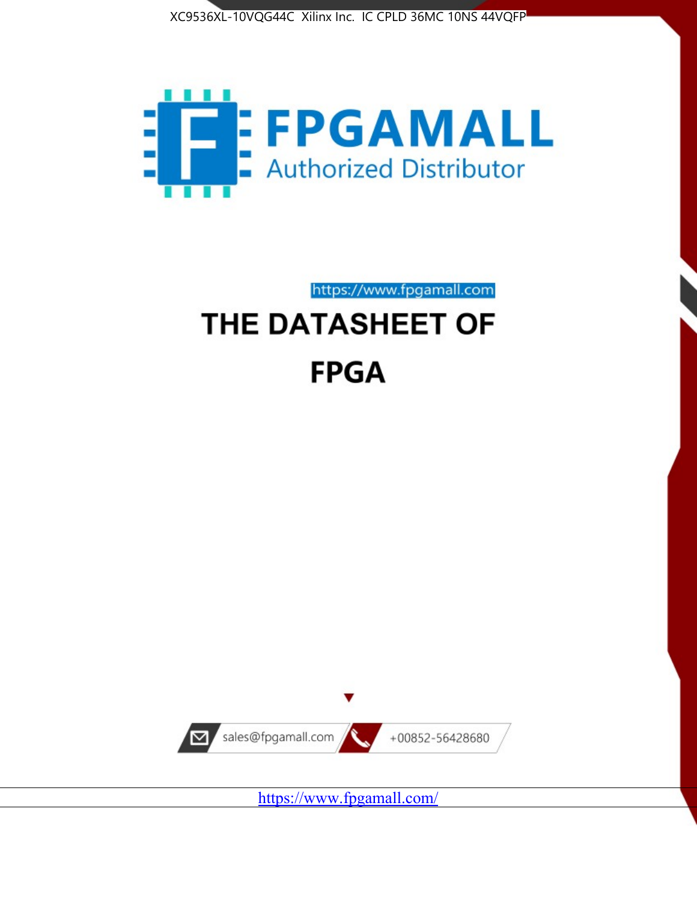XC9536XL-10VQG44C Xilinx Inc. IC CPLD 36MC 10NS 44VQFP

**FPGAMALL**

Authorized Distributor

https://www.fpgamall.com

# THE DATASHEET OF

# FPGA

sales@fpgamall.com

+00852-56428680

https://www.fpgamall.com/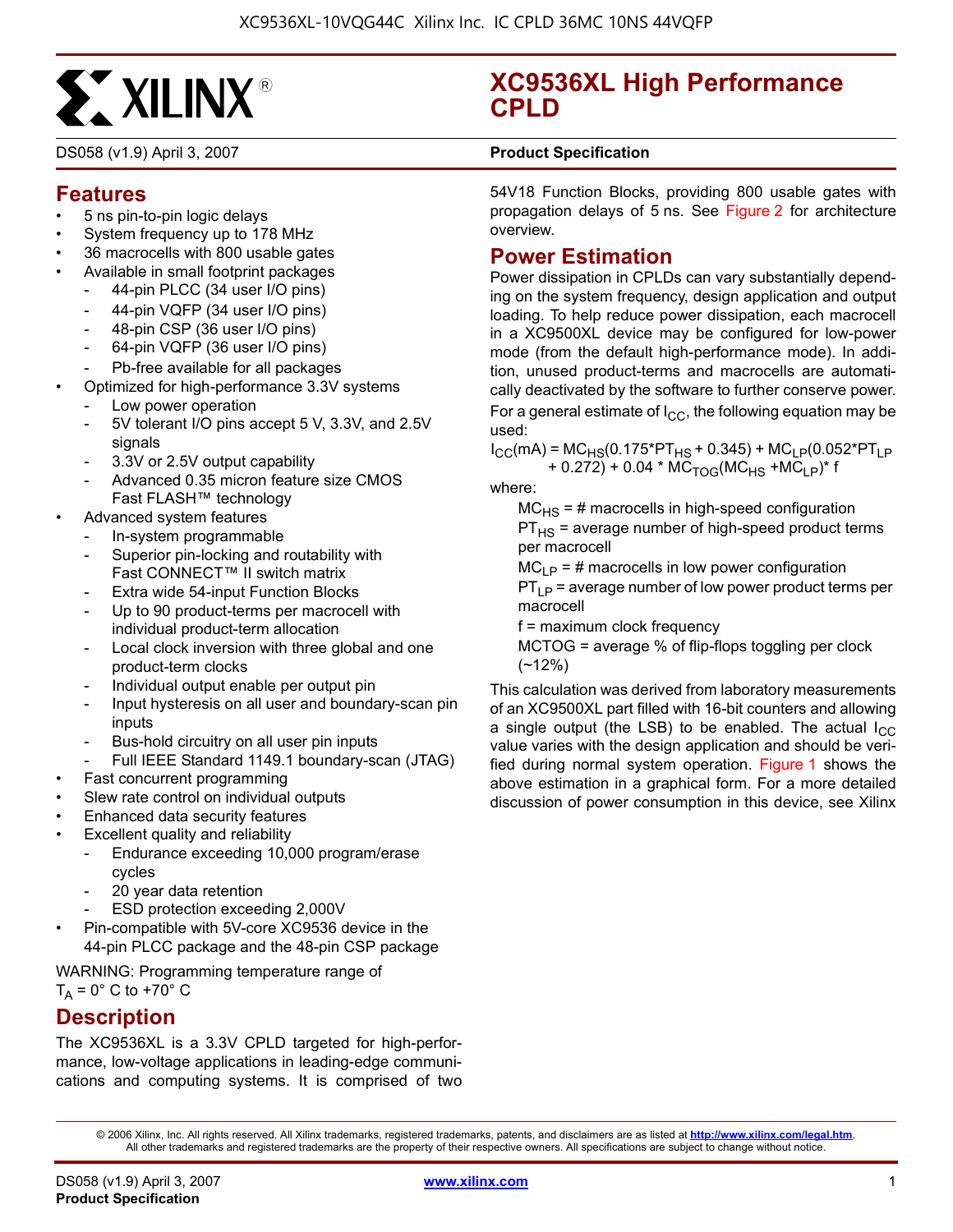# XC9536XL High Performance CPLD

DS058 (v1.9) April 3, 2007 **Product Specification**

## Features

- 5 ns pin-to-pin logic delays
- System frequency up to 178 MHz
- 36 macrocells with 800 usable gates
- Available in small footprint packages
  - 44-pin PLCC (34 user I/O pins)
  - 44-pin VQFP (34 user I/O pins)
  - 48-pin CSP (36 user I/O pins)
  - 64-pin VQFP (36 user I/O pins)
  - Pb-free available for all packages
- Optimized for high-performance 3.3V systems
  - Low power operation
  - 5V tolerant I/O pins accept 5 V, 3.3V, and 2.5V signals
  - 3.3V or 2.5V output capability
  - Advanced 0.35 micron feature size CMOS Fast FLASH™ technology
- Advanced system features
  - In-system programmable
  - Superior pin-locking and routability with Fast CONNECT™ II switch matrix
  - Extra wide 54-input Function Blocks
  - Up to 90 product-terms per macrocell with individual product-term allocation
  - Local clock inversion with three global and one product-term clocks
  - Individual output enable per output pin
  - Input hysteresis on all user and boundary-scan pin inputs
  - Bus-hold circuitry on all user pin inputs
  - Full IEEE Standard 1149.1 boundary-scan (JTAG)
- Fast concurrent programming
- Slew rate control on individual outputs
- Enhanced data security features
- Excellent quality and reliability
  - Endurance exceeding 10,000 program/erase cycles
  - 20 year data retention
  - ESD protection exceeding 2,000V
- Pin-compatible with 5V-core XC9536 device in the 44-pin PLCC package and the 48-pin CSP package

WARNING: Programming temperature range of $T_A$ = 0° C to +70° C

## Description

The XC9536XL is a 3.3V CPLD targeted for high-performance, low-voltage applications in leading-edge communications and computing systems. It is comprised of two 54V18 Function Blocks, providing 800 usable gates with propagation delays of 5 ns. See Figure 2 for architecture overview.

## Power Estimation

Power dissipation in CPLDs can vary substantially depending on the system frequency, design application and output loading. To help reduce power dissipation, each macrocell in a XC9500XL device may be configured for low-power mode (from the default high-performance mode). In addition, unused product-terms and macrocells are automatically deactivated by the software to further conserve power.

For a general estimate of $I_{CC}$, the following equation may be used:

$$I_{CC}(mA) = MC_{HS}(0.175 * PT_{HS} + 0.345) + MC_{LP}(0.052 * PT_{LP} + 0.272) + 0.04 * MC_{TOG}(MC_{HS} + MC_{LP}) * f$$

where:

$MC_{HS}$ = # macrocells in high-speed configuration

$PT_{HS}$ = average number of high-speed product terms per macrocell

$MC_{LP}$ = # macrocells in low power configuration

$PT_{LP}$ = average number of low power product terms per macrocell

f = maximum clock frequency

MCTOG = average % of flip-flops toggling per clock (~12%)

This calculation was derived from laboratory measurements of an XC9500XL part filled with 16-bit counters and allowing a single output (the LSB) to be enabled. The actual $I_{CC}$ value varies with the design application and should be verified during normal system operation. Figure 1 shows the above estimation in a graphical form. For a more detailed discussion of power consumption in this device, see Xilinx

© 2006 Xilinx, Inc. All rights reserved. All Xilinx trademarks, registered trademarks, patents, and disclaimers are as listed at http://www.xilinx.com/legal.htm. All other trademarks and registered trademarks are the property of their respective owners. All specifications are subject to change without notice.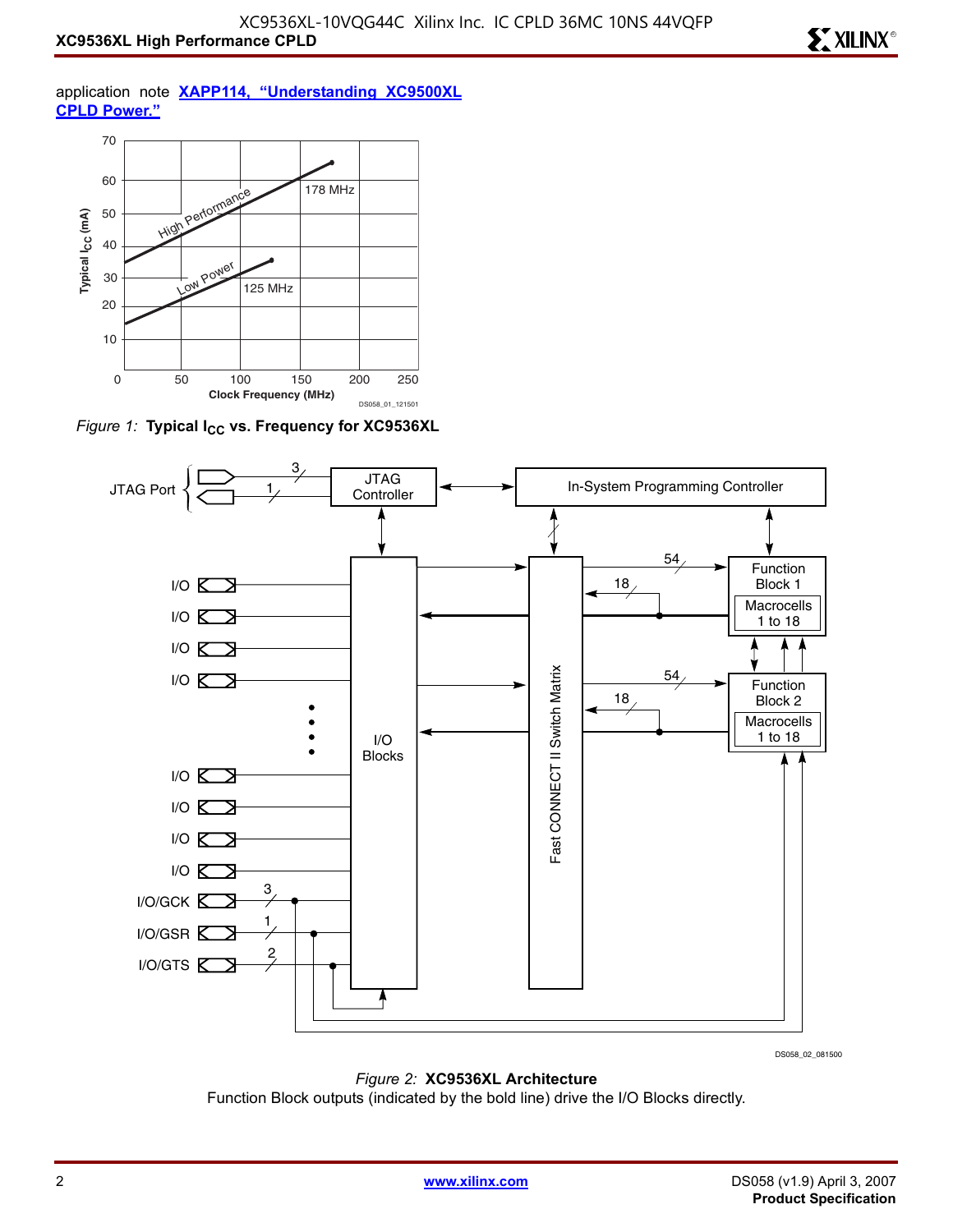application note **XAPP114, "Understanding XC9500XL CPLD Power."**

*Figure 1:* **Typical $I_{CC}$ vs. Frequency for XC9536XL**

*Figure 2:* **XC9536XL Architecture**

Function Block outputs (indicated by the bold line) drive the I/O Blocks directly.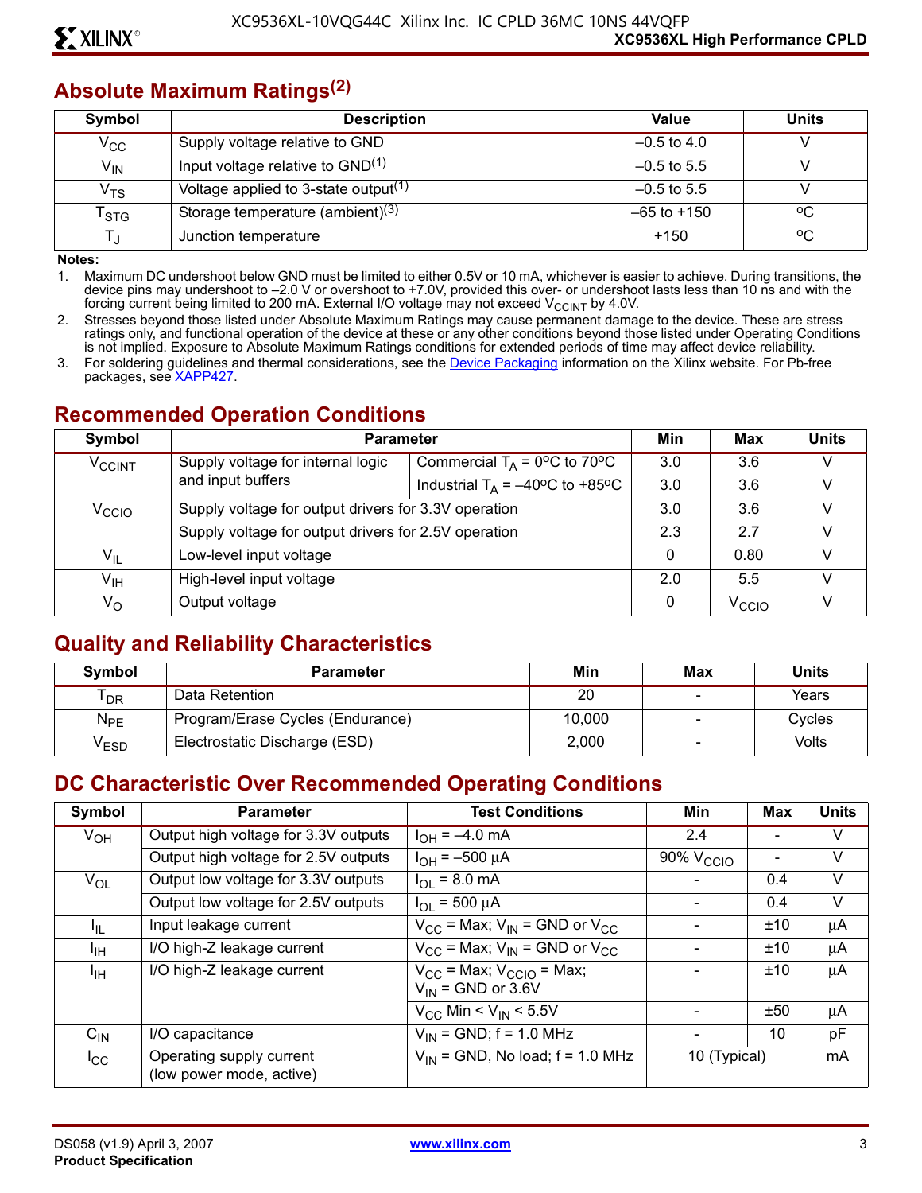## Absolute Maximum Ratings[2]

| Symbol | Description | Value | Units |
|---|---|---|---|
| $V_{CC}$ | Supply voltage relative to GND | –0.5 to 4.0 | V |
| $V_{IN}$ | Input voltage relative to GND[1] | –0.5 to 5.5 | V |
| $V_{TS}$ | Voltage applied to 3-state output[1] | –0.5 to 5.5 | V |
| $T_{STG}$ | Storage temperature (ambient)[3] | –65 to +150 | °C |
| $T_J$ | Junction temperature | +150 | °C |

**Notes:**

1. Maximum DC undershoot below GND must be limited to either 0.5V or 10 mA, whichever is easier to achieve. During transitions, the device pins may undershoot to –2.0 V or overshoot to +7.0V, provided this over- or undershoot lasts less than 10 ns and with the forcing current being limited to 200 mA. External I/O voltage may not exceed $V_{CCINT}$ by 4.0V.
2. Stresses beyond those listed under Absolute Maximum Ratings may cause permanent damage to the device. These are stress ratings only, and functional operation of the device at these or any other conditions beyond those listed under Operating Conditions is not implied. Exposure to Absolute Maximum Ratings conditions for extended periods of time may affect device reliability.
3. For soldering guidelines and thermal considerations, see the Device Packaging information on the Xilinx website. For Pb-free packages, see XAPP427.

## Recommended Operation Conditions

| Symbol | Parameter | | Min | Max | Units |
|---|---|---|---|---|---|
| $V_{CCINT}$ | Supply voltage for internal logic and input buffers | Commercial $T_A$ = 0°C to 70°C | 3.0 | 3.6 | V |
| | | Industrial $T_A$ = –40°C to +85°C | 3.0 | 3.6 | V |
| $V_{CCIO}$ | Supply voltage for output drivers for 3.3V operation | | 3.0 | 3.6 | V |
| | Supply voltage for output drivers for 2.5V operation | | 2.3 | 2.7 | V |
| $V_{IL}$ | Low-level input voltage | | 0 | 0.80 | V |
| $V_{IH}$ | High-level input voltage | | 2.0 | 5.5 | V |
| $V_O$ | Output voltage | | 0 | $V_{CCIO}$ | V |

## Quality and Reliability Characteristics

| Symbol | Parameter | Min | Max | Units |
|---|---|---|---|---|
| $T_{DR}$ | Data Retention | 20 | - | Years |
| $N_{PE}$ | Program/Erase Cycles (Endurance) | 10,000 | - | Cycles |
| $V_{ESD}$ | Electrostatic Discharge (ESD) | 2,000 | - | Volts |

## DC Characteristic Over Recommended Operating Conditions

| Symbol | Parameter | Test Conditions | Min | Max | Units |
|---|---|---|---|---|---|
| $V_{OH}$ | Output high voltage for 3.3V outputs | $I_{OH}$ = –4.0 mA | 2.4 | - | V |
| | Output high voltage for 2.5V outputs | $I_{OH}$ = –500 µA | 90% $V_{CCIO}$ | - | V |
| $V_{OL}$ | Output low voltage for 3.3V outputs | $I_{OL}$ = 8.0 mA | - | 0.4 | V |
| | Output low voltage for 2.5V outputs | $I_{OL}$ = 500 µA | - | 0.4 | V |
| $I_{IL}$ | Input leakage current | $V_{CC}$ = Max; $V_{IN}$ = GND or $V_{CC}$ | - | ±10 | µA |
| $I_{IH}$ | I/O high-Z leakage current | $V_{CC}$ = Max; $V_{IN}$ = GND or $V_{CC}$ | - | ±10 | µA |
| $I_{IH}$ | I/O high-Z leakage current | $V_{CC}$ = Max; $V_{CCIO}$ = Max; $V_{IN}$ = GND or 3.6V | - | ±10 | µA |
| | | $V_{CC}$ Min < $V_{IN}$ < 5.5V | - | ±50 | µA |
| $C_{IN}$ | I/O capacitance | $V_{IN}$ = GND; f = 1.0 MHz | - | 10 | pF |
| $I_{CC}$ | Operating supply current (low power mode, active) | $V_{IN}$ = GND, No load; f = 1.0 MHz | 10 (Typical) | | mA |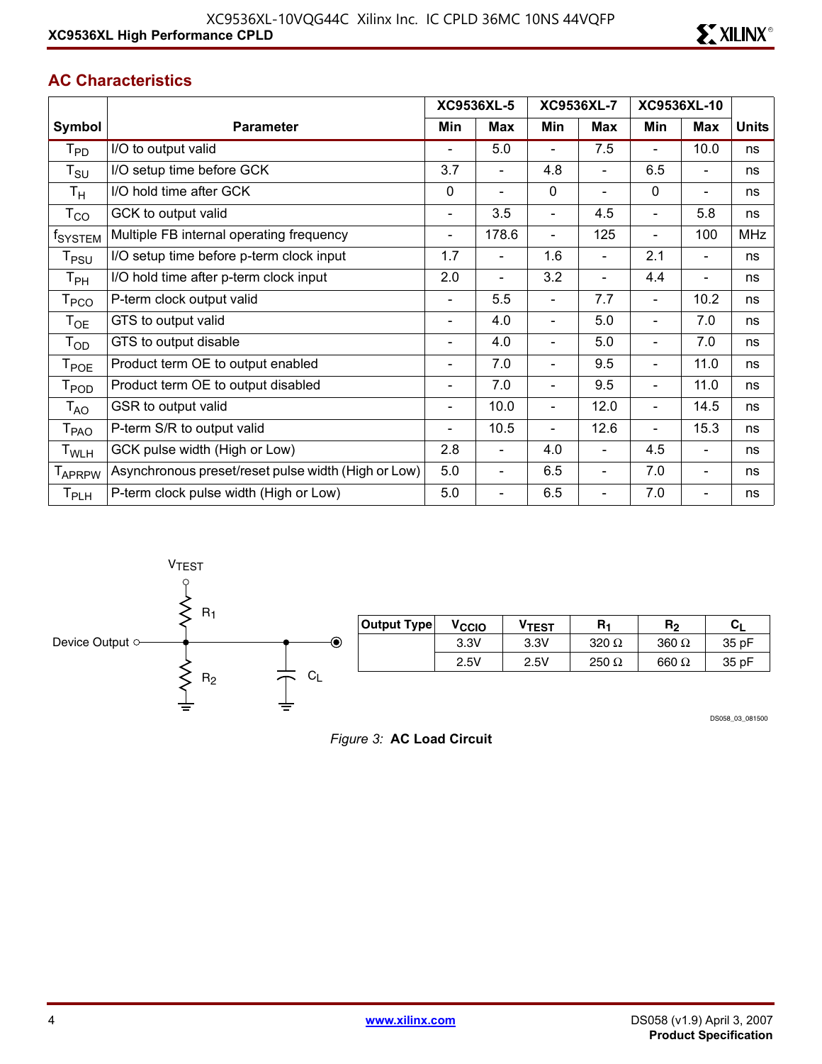## AC Characteristics

| Symbol | Parameter | XC9536XL-5 | | XC9536XL-7 | | XC9536XL-10 | | Units |
|---|---|---|---|---|---|---|---|---|
| | | Min | Max | Min | Max | Min | Max | |
| $T_{PD}$ | I/O to output valid | - | 5.0 | - | 7.5 | - | 10.0 | ns |
| $T_{SU}$ | I/O setup time before GCK | 3.7 | - | 4.8 | - | 6.5 | - | ns |
| $T_H$ | I/O hold time after GCK | 0 | - | 0 | - | 0 | - | ns |
| $T_{CO}$ | GCK to output valid | - | 3.5 | - | 4.5 | - | 5.8 | ns |
| $f_{SYSTEM}$ | Multiple FB internal operating frequency | - | 178.6 | - | 125 | - | 100 | MHz |
| $T_{PSU}$ | I/O setup time before p-term clock input | 1.7 | - | 1.6 | - | 2.1 | - | ns |
| $T_{PH}$ | I/O hold time after p-term clock input | 2.0 | - | 3.2 | - | 4.4 | - | ns |
| $T_{PCO}$ | P-term clock output valid | - | 5.5 | - | 7.7 | - | 10.2 | ns |
| $T_{OE}$ | GTS to output valid | - | 4.0 | - | 5.0 | - | 7.0 | ns |
| $T_{OD}$ | GTS to output disable | - | 4.0 | - | 5.0 | - | 7.0 | ns |
| $T_{POE}$ | Product term OE to output enabled | - | 7.0 | - | 9.5 | - | 11.0 | ns |
| $T_{POD}$ | Product term OE to output disabled | - | 7.0 | - | 9.5 | - | 11.0 | ns |
| $T_{AO}$ | GSR to output valid | - | 10.0 | - | 12.0 | - | 14.5 | ns |
| $T_{PAO}$ | P-term S/R to output valid | - | 10.5 | - | 12.6 | - | 15.3 | ns |
| $T_{WLH}$ | GCK pulse width (High or Low) | 2.8 | - | 4.0 | - | 4.5 | - | ns |
| $T_{APRPW}$ | Asynchronous preset/reset pulse width (High or Low) | 5.0 | - | 6.5 | - | 7.0 | - | ns |
| $T_{PLH}$ | P-term clock pulse width (High or Low) | 5.0 | - | 6.5 | - | 7.0 | - | ns |

| Output Type | $V_{CCIO}$ | $V_{TEST}$ | $R_1$ | $R_2$ | $C_L$ |
|---|---|---|---|---|---|
| | 3.3V | 3.3V | 320 Ω | 360 Ω | 35 pF |
| | 2.5V | 2.5V | 250 Ω | 660 Ω | 35 pF |

*Figure 3:* **AC Load Circuit**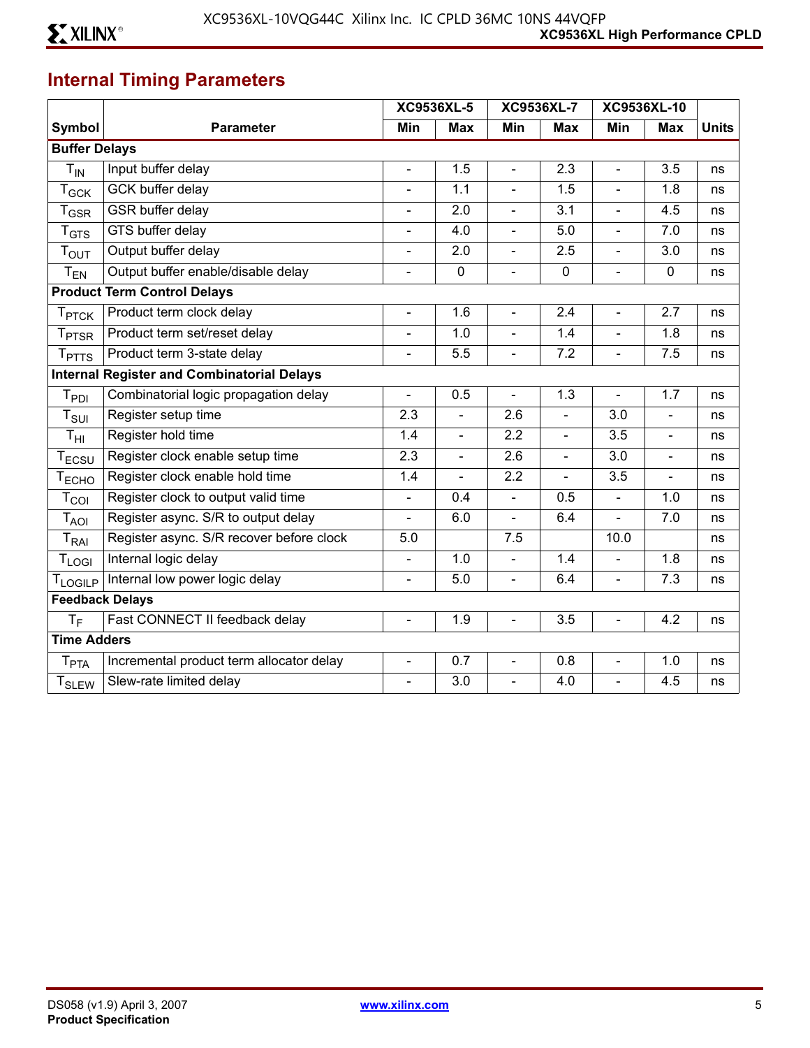## Internal Timing Parameters

| Symbol | Parameter | XC9536XL-5 | | XC9536XL-7 | | XC9536XL-10 | | Units |
|---|---|---|---|---|---|---|---|---|
| | | Min | Max | Min | Max | Min | Max | |
| **Buffer Delays** | | | | | | | | |
| $T_{IN}$ | Input buffer delay | - | 1.5 | - | 2.3 | - | 3.5 | ns |
| $T_{GCK}$ | GCK buffer delay | - | 1.1 | - | 1.5 | - | 1.8 | ns |
| $T_{GSR}$ | GSR buffer delay | - | 2.0 | - | 3.1 | - | 4.5 | ns |
| $T_{GTS}$ | GTS buffer delay | - | 4.0 | - | 5.0 | - | 7.0 | ns |
| $T_{OUT}$ | Output buffer delay | - | 2.0 | - | 2.5 | - | 3.0 | ns |
| $T_{EN}$ | Output buffer enable/disable delay | - | 0 | - | 0 | - | 0 | ns |
| **Product Term Control Delays** | | | | | | | | |
| $T_{PTCK}$ | Product term clock delay | - | 1.6 | - | 2.4 | - | 2.7 | ns |
| $T_{PTSR}$ | Product term set/reset delay | - | 1.0 | - | 1.4 | - | 1.8 | ns |
| $T_{PTTS}$ | Product term 3-state delay | - | 5.5 | - | 7.2 | - | 7.5 | ns |
| **Internal Register and Combinatorial Delays** | | | | | | | | |
| $T_{PDI}$ | Combinatorial logic propagation delay | - | 0.5 | - | 1.3 | - | 1.7 | ns |
| $T_{SUI}$ | Register setup time | 2.3 | - | 2.6 | - | 3.0 | - | ns |
| $T_{HI}$ | Register hold time | 1.4 | - | 2.2 | - | 3.5 | - | ns |
| $T_{ECSU}$ | Register clock enable setup time | 2.3 | - | 2.6 | - | 3.0 | - | ns |
| $T_{ECHO}$ | Register clock enable hold time | 1.4 | - | 2.2 | - | 3.5 | - | ns |
| $T_{COI}$ | Register clock to output valid time | - | 0.4 | - | 0.5 | - | 1.0 | ns |
| $T_{AOI}$ | Register async. S/R to output delay | - | 6.0 | - | 6.4 | - | 7.0 | ns |
| $T_{RAI}$ | Register async. S/R recover before clock | 5.0 | | 7.5 | | 10.0 | | ns |
| $T_{LOGI}$ | Internal logic delay | - | 1.0 | - | 1.4 | - | 1.8 | ns |
| $T_{LOGILP}$ | Internal low power logic delay | - | 5.0 | - | 6.4 | - | 7.3 | ns |
| **Feedback Delays** | | | | | | | | |
| $T_F$ | Fast CONNECT II feedback delay | - | 1.9 | - | 3.5 | - | 4.2 | ns |
| **Time Adders** | | | | | | | | |
| $T_{PTA}$ | Incremental product term allocator delay | - | 0.7 | - | 0.8 | - | 1.0 | ns |
| $T_{SLEW}$ | Slew-rate limited delay | - | 3.0 | - | 4.0 | - | 4.5 | ns |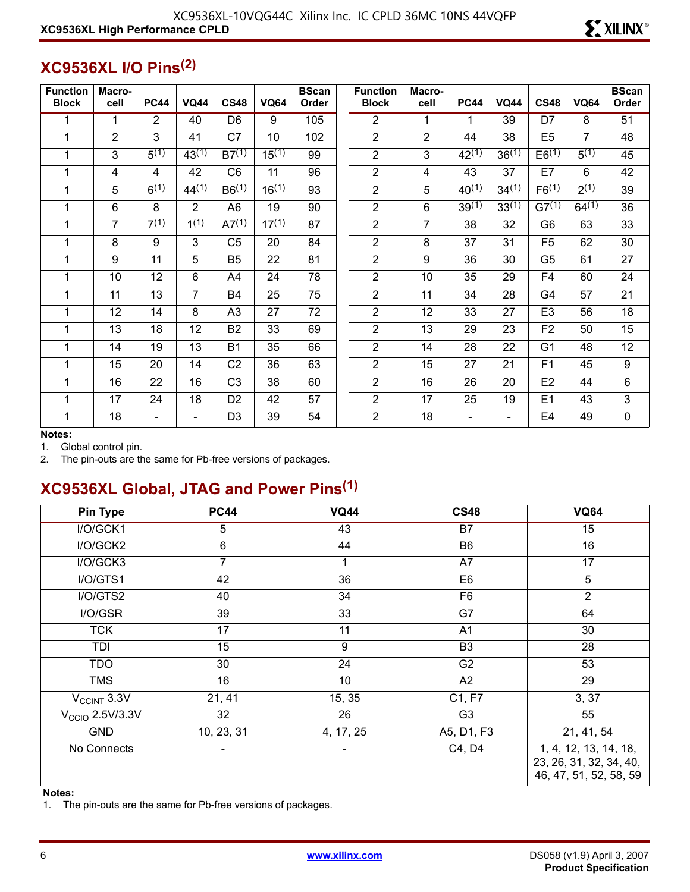## XC9536XL I/O Pins[2]

| Function Block | Macro-cell | PC44 | VQ44 | CS48 | VQ64 | BScan Order | Function Block | Macro-cell | PC44 | VQ44 | CS48 | VQ64 | BScan Order |
|---|---|---|---|---|---|---|---|---|---|---|---|---|---|
| 1 | 1 | 2 | 40 | D6 | 9 | 105 | 2 | 1 | 1 | 39 | D7 | 8 | 51 |
| 1 | 2 | 3 | 41 | C7 | 10 | 102 | 2 | 2 | 44 | 38 | E5 | 7 | 48 |
| 1 | 3 | 5[1] | 43[1] | B7[1] | 15[1] | 99 | 2 | 3 | 42[1] | 36[1] | E6[1] | 5[1] | 45 |
| 1 | 4 | 4 | 42 | C6 | 11 | 96 | 2 | 4 | 43 | 37 | E7 | 6 | 42 |
| 1 | 5 | 6[1] | 44[1] | B6[1] | 16[1] | 93 | 2 | 5 | 40[1] | 34[1] | F6[1] | 2[1] | 39 |
| 1 | 6 | 8 | 2 | A6 | 19 | 90 | 2 | 6 | 39[1] | 33[1] | G7[1] | 64[1] | 36 |
| 1 | 7 | 7[1] | 1[1] | A7[1] | 17[1] | 87 | 2 | 7 | 38 | 32 | G6 | 63 | 33 |
| 1 | 8 | 9 | 3 | C5 | 20 | 84 | 2 | 8 | 37 | 31 | F5 | 62 | 30 |
| 1 | 9 | 11 | 5 | B5 | 22 | 81 | 2 | 9 | 36 | 30 | G5 | 61 | 27 |
| 1 | 10 | 12 | 6 | A4 | 24 | 78 | 2 | 10 | 35 | 29 | F4 | 60 | 24 |
| 1 | 11 | 13 | 7 | B4 | 25 | 75 | 2 | 11 | 34 | 28 | G4 | 57 | 21 |
| 1 | 12 | 14 | 8 | A3 | 27 | 72 | 2 | 12 | 33 | 27 | E3 | 56 | 18 |
| 1 | 13 | 18 | 12 | B2 | 33 | 69 | 2 | 13 | 29 | 23 | F2 | 50 | 15 |
| 1 | 14 | 19 | 13 | B1 | 35 | 66 | 2 | 14 | 28 | 22 | G1 | 48 | 12 |
| 1 | 15 | 20 | 14 | C2 | 36 | 63 | 2 | 15 | 27 | 21 | F1 | 45 | 9 |
| 1 | 16 | 22 | 16 | C3 | 38 | 60 | 2 | 16 | 26 | 20 | E2 | 44 | 6 |
| 1 | 17 | 24 | 18 | D2 | 42 | 57 | 2 | 17 | 25 | 19 | E1 | 43 | 3 |
| 1 | 18 | - | - | D3 | 39 | 54 | 2 | 18 | - | - | E4 | 49 | 0 |

**Notes:**

1. Global control pin.
2. The pin-outs are the same for Pb-free versions of packages.

## XC9536XL Global, JTAG and Power Pins[1]

| Pin Type | PC44 | VQ44 | CS48 | VQ64 |
|---|---|---|---|---|
| I/O/GCK1 | 5 | 43 | B7 | 15 |
| I/O/GCK2 | 6 | 44 | B6 | 16 |
| I/O/GCK3 | 7 | 1 | A7 | 17 |
| I/O/GTS1 | 42 | 36 | E6 | 5 |
| I/O/GTS2 | 40 | 34 | F6 | 2 |
| I/O/GSR | 39 | 33 | G7 | 64 |
| TCK | 17 | 11 | A1 | 30 |
| TDI | 15 | 9 | B3 | 28 |
| TDO | 30 | 24 | G2 | 53 |
| TMS | 16 | 10 | A2 | 29 |
| $V_{CCINT}$ 3.3V | 21, 41 | 15, 35 | C1, F7 | 3, 37 |
| $V_{CCIO}$ 2.5V/3.3V | 32 | 26 | G3 | 55 |
| GND | 10, 23, 31 | 4, 17, 25 | A5, D1, F3 | 21, 41, 54 |
| No Connects | - | - | C4, D4 | 1, 4, 12, 13, 14, 18, 23, 26, 31, 32, 34, 40, 46, 47, 51, 52, 58, 59 |

**Notes:**

1. The pin-outs are the same for Pb-free versions of packages.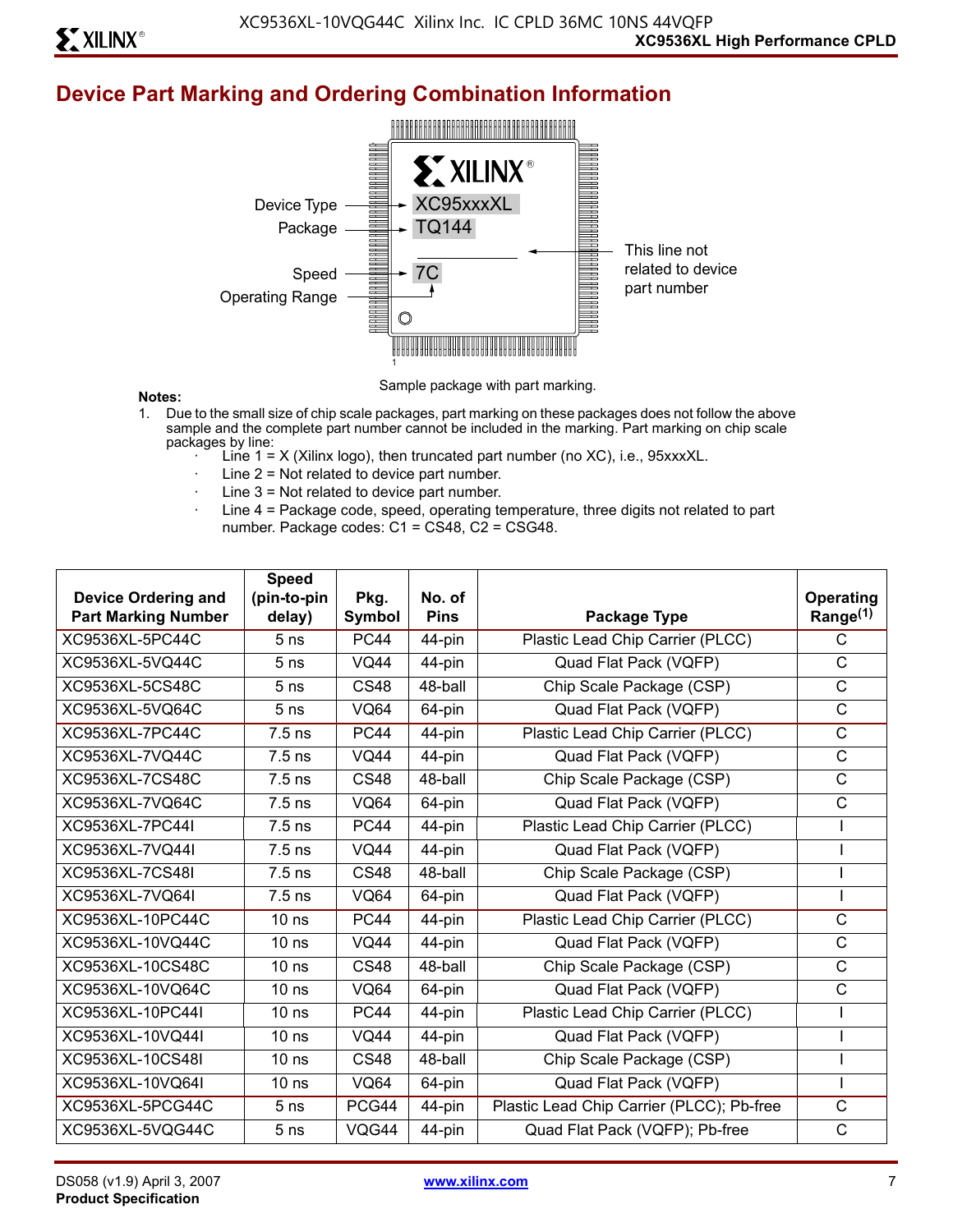## Device Part Marking and Ordering Combination Information

Device Type → XC95xxxXL
Package → TQ144
Speed → 7C
Operating Range
This line not related to device part number

Sample package with part marking.

**Notes:**

1. Due to the small size of chip scale packages, part marking on these packages does not follow the above sample and the complete part number cannot be included in the marking. Part marking on chip scale packages by line:
   - Line 1 = X (Xilinx logo), then truncated part number (no XC), i.e., 95xxxXL.
   - Line 2 = Not related to device part number.
   - Line 3 = Not related to device part number.
   - Line 4 = Package code, speed, operating temperature, three digits not related to part number. Package codes: C1 = CS48, C2 = CSG48.

| Device Ordering and Part Marking Number | Speed (pin-to-pin delay) | Pkg. Symbol | No. of Pins | Package Type | Operating Range[(1)] |
|---|---|---|---|---|---|
| XC9536XL-5PC44C | 5 ns | PC44 | 44-pin | Plastic Lead Chip Carrier (PLCC) | C |
| XC9536XL-5VQ44C | 5 ns | VQ44 | 44-pin | Quad Flat Pack (VQFP) | C |
| XC9536XL-5CS48C | 5 ns | CS48 | 48-ball | Chip Scale Package (CSP) | C |
| XC9536XL-5VQ64C | 5 ns | VQ64 | 64-pin | Quad Flat Pack (VQFP) | C |
| XC9536XL-7PC44C | 7.5 ns | PC44 | 44-pin | Plastic Lead Chip Carrier (PLCC) | C |
| XC9536XL-7VQ44C | 7.5 ns | VQ44 | 44-pin | Quad Flat Pack (VQFP) | C |
| XC9536XL-7CS48C | 7.5 ns | CS48 | 48-ball | Chip Scale Package (CSP) | C |
| XC9536XL-7VQ64C | 7.5 ns | VQ64 | 64-pin | Quad Flat Pack (VQFP) | C |
| XC9536XL-7PC44I | 7.5 ns | PC44 | 44-pin | Plastic Lead Chip Carrier (PLCC) | I |
| XC9536XL-7VQ44I | 7.5 ns | VQ44 | 44-pin | Quad Flat Pack (VQFP) | I |
| XC9536XL-7CS48I | 7.5 ns | CS48 | 48-ball | Chip Scale Package (CSP) | I |
| XC9536XL-7VQ64I | 7.5 ns | VQ64 | 64-pin | Quad Flat Pack (VQFP) | I |
| XC9536XL-10PC44C | 10 ns | PC44 | 44-pin | Plastic Lead Chip Carrier (PLCC) | C |
| XC9536XL-10VQ44C | 10 ns | VQ44 | 44-pin | Quad Flat Pack (VQFP) | C |
| XC9536XL-10CS48C | 10 ns | CS48 | 48-ball | Chip Scale Package (CSP) | C |
| XC9536XL-10VQ64C | 10 ns | VQ64 | 64-pin | Quad Flat Pack (VQFP) | C |
| XC9536XL-10PC44I | 10 ns | PC44 | 44-pin | Plastic Lead Chip Carrier (PLCC) | I |
| XC9536XL-10VQ44I | 10 ns | VQ44 | 44-pin | Quad Flat Pack (VQFP) | I |
| XC9536XL-10CS48I | 10 ns | CS48 | 48-ball | Chip Scale Package (CSP) | I |
| XC9536XL-10VQ64I | 10 ns | VQ64 | 64-pin | Quad Flat Pack (VQFP) | I |
| XC9536XL-5PCG44C | 5 ns | PCG44 | 44-pin | Plastic Lead Chip Carrier (PLCC); Pb-free | C |
| XC9536XL-5VQG44C | 5 ns | VQG44 | 44-pin | Quad Flat Pack (VQFP); Pb-free | C |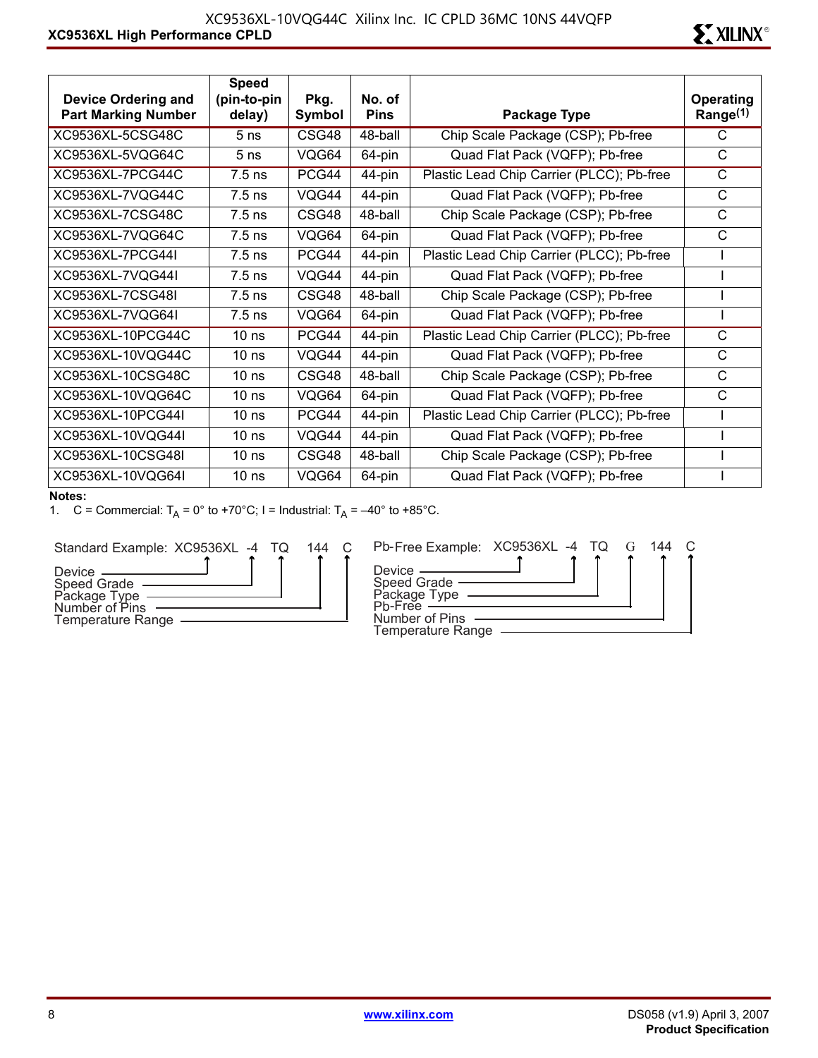| Device Ordering and Part Marking Number | Speed (pin-to-pin delay) | Pkg. Symbol | No. of Pins | Package Type | Operating Range[(1)] |
|---|---|---|---|---|---|
| XC9536XL-5CSG48C | 5 ns | CSG48 | 48-ball | Chip Scale Package (CSP); Pb-free | C |
| XC9536XL-5VQG64C | 5 ns | VQG64 | 64-pin | Quad Flat Pack (VQFP); Pb-free | C |
| XC9536XL-7PCG44C | 7.5 ns | PCG44 | 44-pin | Plastic Lead Chip Carrier (PLCC); Pb-free | C |
| XC9536XL-7VQG44C | 7.5 ns | VQG44 | 44-pin | Quad Flat Pack (VQFP); Pb-free | C |
| XC9536XL-7CSG48C | 7.5 ns | CSG48 | 48-ball | Chip Scale Package (CSP); Pb-free | C |
| XC9536XL-7VQG64C | 7.5 ns | VQG64 | 64-pin | Quad Flat Pack (VQFP); Pb-free | C |
| XC9536XL-7PCG44I | 7.5 ns | PCG44 | 44-pin | Plastic Lead Chip Carrier (PLCC); Pb-free | I |
| XC9536XL-7VQG44I | 7.5 ns | VQG44 | 44-pin | Quad Flat Pack (VQFP); Pb-free | I |
| XC9536XL-7CSG48I | 7.5 ns | CSG48 | 48-ball | Chip Scale Package (CSP); Pb-free | I |
| XC9536XL-7VQG64I | 7.5 ns | VQG64 | 64-pin | Quad Flat Pack (VQFP); Pb-free | I |
| XC9536XL-10PCG44C | 10 ns | PCG44 | 44-pin | Plastic Lead Chip Carrier (PLCC); Pb-free | C |
| XC9536XL-10VQG44C | 10 ns | VQG44 | 44-pin | Quad Flat Pack (VQFP); Pb-free | C |
| XC9536XL-10CSG48C | 10 ns | CSG48 | 48-ball | Chip Scale Package (CSP); Pb-free | C |
| XC9536XL-10VQG64C | 10 ns | VQG64 | 64-pin | Quad Flat Pack (VQFP); Pb-free | C |
| XC9536XL-10PCG44I | 10 ns | PCG44 | 44-pin | Plastic Lead Chip Carrier (PLCC); Pb-free | I |
| XC9536XL-10VQG44I | 10 ns | VQG44 | 44-pin | Quad Flat Pack (VQFP); Pb-free | I |
| XC9536XL-10CSG48I | 10 ns | CSG48 | 48-ball | Chip Scale Package (CSP); Pb-free | I |
| XC9536XL-10VQG64I | 10 ns | VQG64 | 64-pin | Quad Flat Pack (VQFP); Pb-free | I |

**Notes:**

1. C = Commercial: $T_A$ = 0° to +70°C; I = Industrial: $T_A$ = –40° to +85°C.

Standard Example: XC9536XL -4 TQ 144 C

- Device
- Speed Grade
- Package Type
- Number of Pins
- Temperature Range

Pb-Free Example: XC9536XL -4 TQ G 144 C

- Device
- Speed Grade
- Package Type
- Pb-Free
- Number of Pins
- Temperature Range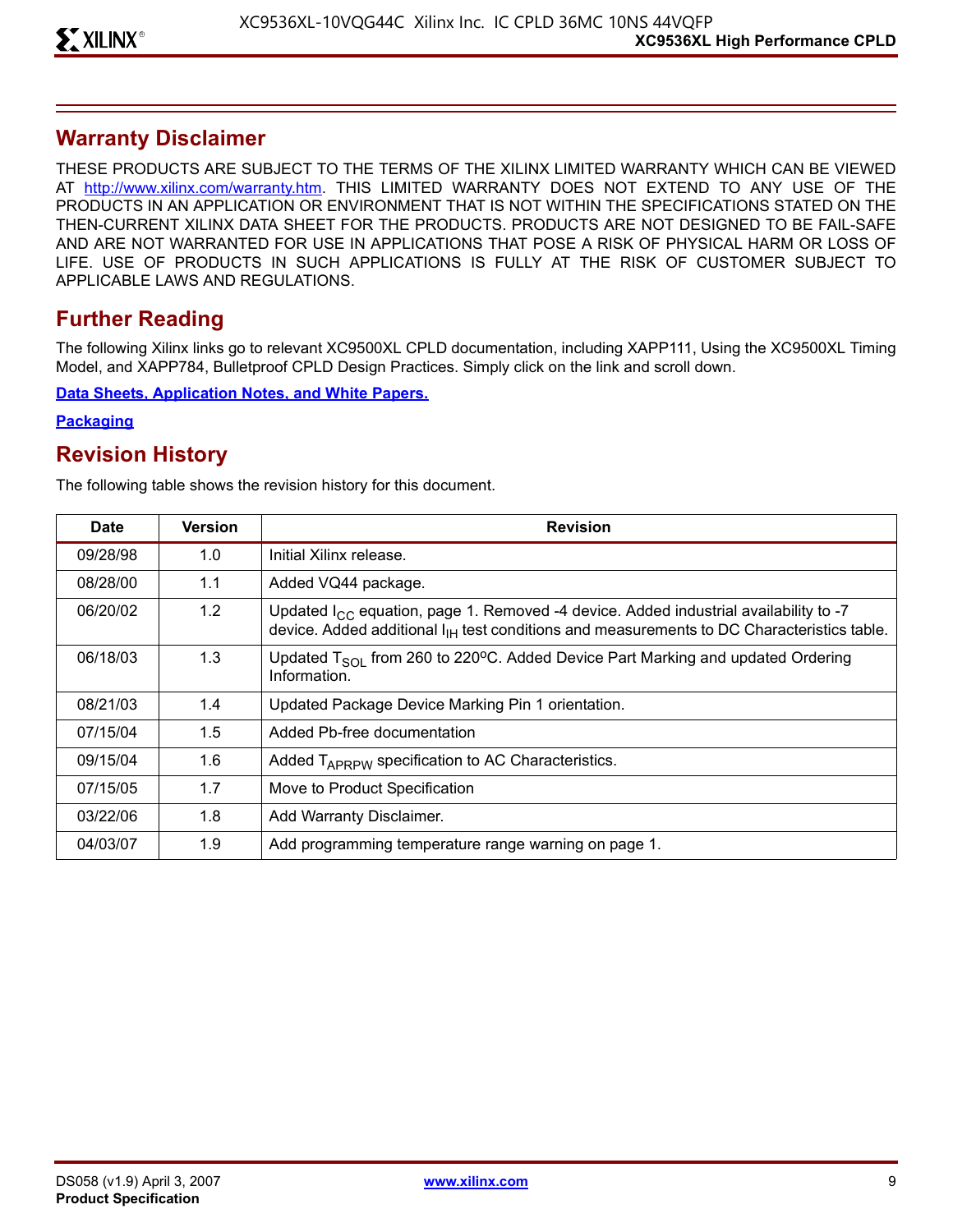## Warranty Disclaimer

THESE PRODUCTS ARE SUBJECT TO THE TERMS OF THE XILINX LIMITED WARRANTY WHICH CAN BE VIEWED AT http://www.xilinx.com/warranty.htm. THIS LIMITED WARRANTY DOES NOT EXTEND TO ANY USE OF THE PRODUCTS IN AN APPLICATION OR ENVIRONMENT THAT IS NOT WITHIN THE SPECIFICATIONS STATED ON THE THEN-CURRENT XILINX DATA SHEET FOR THE PRODUCTS. PRODUCTS ARE NOT DESIGNED TO BE FAIL-SAFE AND ARE NOT WARRANTED FOR USE IN APPLICATIONS THAT POSE A RISK OF PHYSICAL HARM OR LOSS OF LIFE. USE OF PRODUCTS IN SUCH APPLICATIONS IS FULLY AT THE RISK OF CUSTOMER SUBJECT TO APPLICABLE LAWS AND REGULATIONS.

## Further Reading

The following Xilinx links go to relevant XC9500XL CPLD documentation, including XAPP111, Using the XC9500XL Timing Model, and XAPP784, Bulletproof CPLD Design Practices. Simply click on the link and scroll down.

**Data Sheets, Application Notes, and White Papers.**

**Packaging**

## Revision History

The following table shows the revision history for this document.

| Date | Version | Revision |
|---|---|---|
| 09/28/98 | 1.0 | Initial Xilinx release. |
| 08/28/00 | 1.1 | Added VQ44 package. |
| 06/20/02 | 1.2 | Updated $I_{CC}$ equation, page 1. Removed -4 device. Added industrial availability to -7 device. Added additional $I_{IH}$ test conditions and measurements to DC Characteristics table. |
| 06/18/03 | 1.3 | Updated $T_{SOL}$ from 260 to 220°C. Added Device Part Marking and updated Ordering Information. |
| 08/21/03 | 1.4 | Updated Package Device Marking Pin 1 orientation. |
| 07/15/04 | 1.5 | Added Pb-free documentation |
| 09/15/04 | 1.6 | Added $T_{APRPW}$ specification to AC Characteristics. |
| 07/15/05 | 1.7 | Move to Product Specification |
| 03/22/06 | 1.8 | Add Warranty Disclaimer. |
| 04/03/07 | 1.9 | Add programming temperature range warning on page 1. |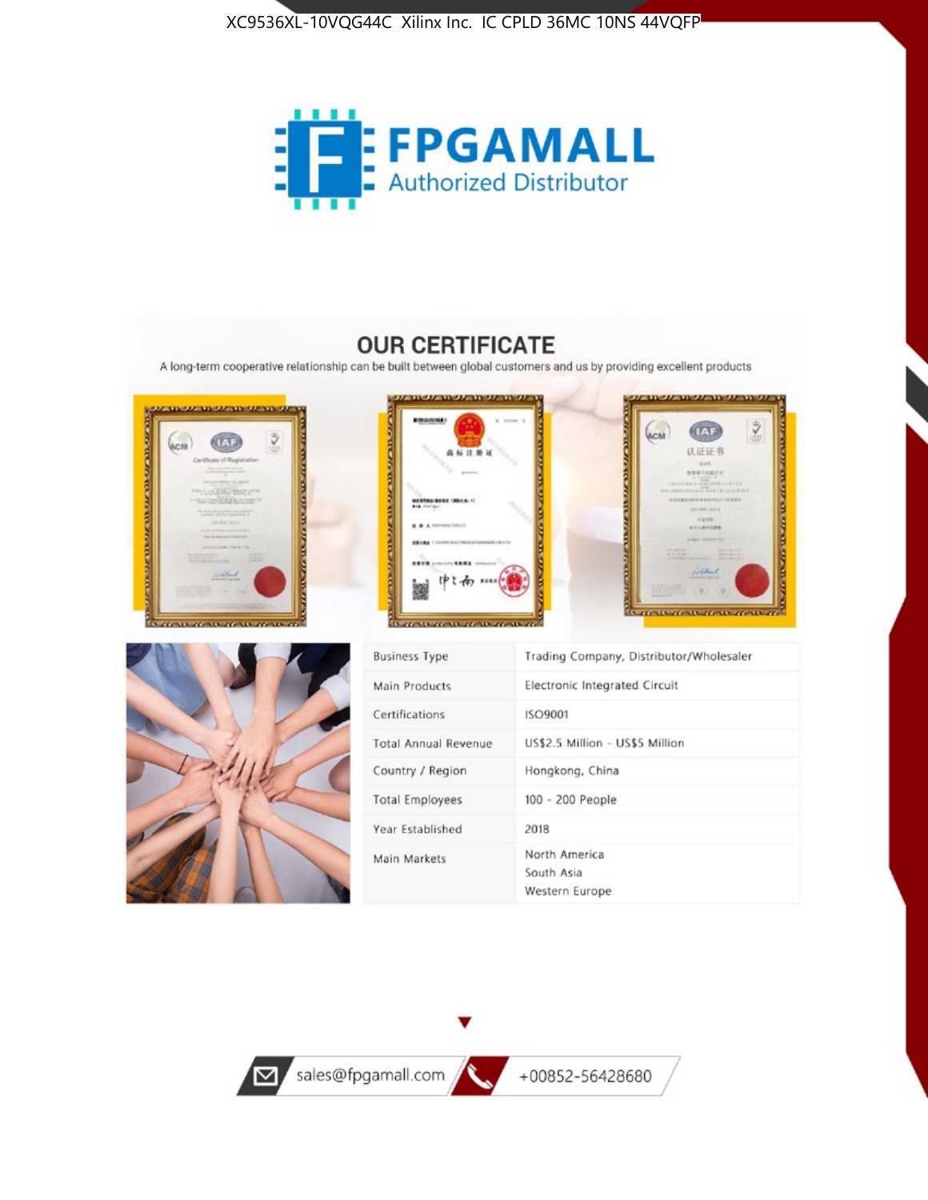# FPGAMALL

Authorized Distributor

## OUR CERTIFICATE

A long-term cooperative relationship can be built between global customers and us by providing excellent products

| | |
|---|---|
| Business Type | Trading Company, Distributor/Wholesaler |
| Main Products | Electronic Integrated Circuit |
| Certifications | ISO9001 |
| Total Annual Revenue | US$2.5 Million - US$5 Million |
| Country / Region | Hongkong, China |
| Total Employees | 100 - 200 People |
| Year Established | 2018 |
| Main Markets | North America<br>South Asia<br>Western Europe |

sales@fpgamall.com

+00852-56428680